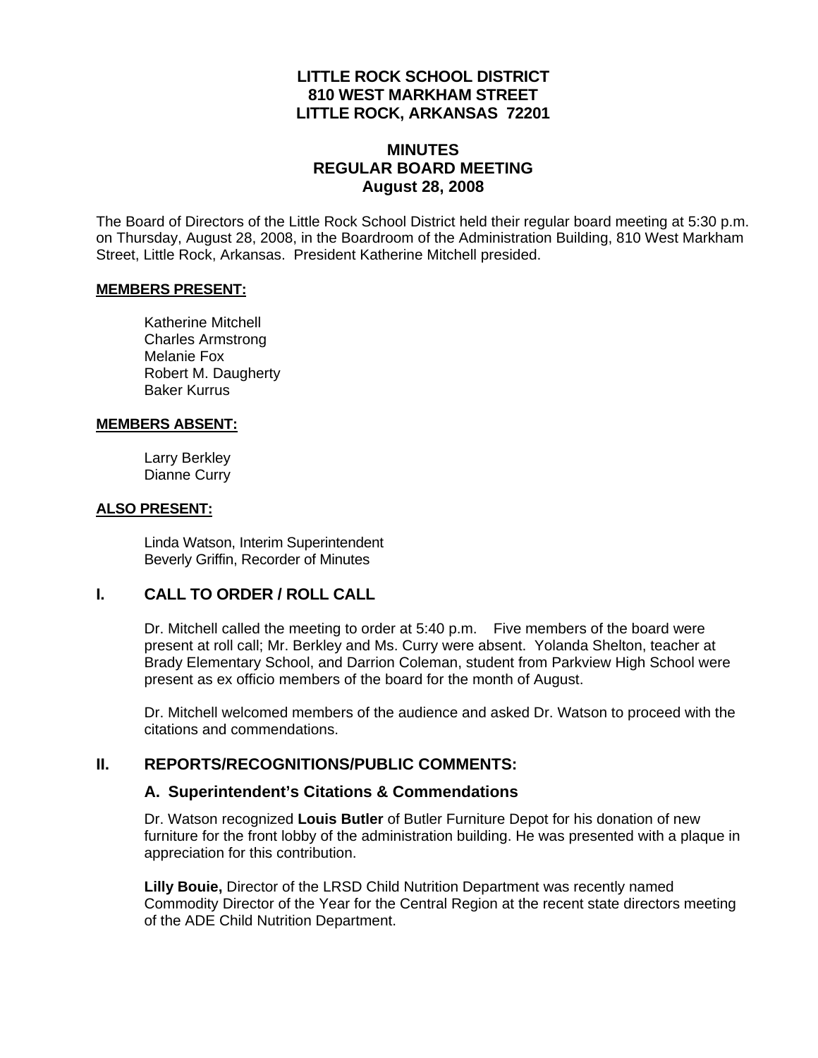# LITTLE ROCK SCHOOL DISTRICT
# 810 WEST MARKHAM STREET
# LITTLE ROCK, ARKANSAS 72201

## MINUTES
## REGULAR BOARD MEETING
## August 28, 2008

The Board of Directors of the Little Rock School District held their regular board meeting at 5:30 p.m. on Thursday, August 28, 2008, in the Boardroom of the Administration Building, 810 West Markham Street, Little Rock, Arkansas. President Katherine Mitchell presided.

**MEMBERS PRESENT:**

Katherine Mitchell
Charles Armstrong
Melanie Fox
Robert M. Daugherty
Baker Kurrus

**MEMBERS ABSENT:**

Larry Berkley
Dianne Curry

**ALSO PRESENT:**

Linda Watson, Interim Superintendent
Beverly Griffin, Recorder of Minutes

## I. CALL TO ORDER / ROLL CALL

Dr. Mitchell called the meeting to order at 5:40 p.m. Five members of the board were present at roll call; Mr. Berkley and Ms. Curry were absent. Yolanda Shelton, teacher at Brady Elementary School, and Darrion Coleman, student from Parkview High School were present as ex officio members of the board for the month of August.

Dr. Mitchell welcomed members of the audience and asked Dr. Watson to proceed with the citations and commendations.

## II. REPORTS/RECOGNITIONS/PUBLIC COMMENTS:

### A. Superintendent's Citations & Commendations

Dr. Watson recognized **Louis Butler** of Butler Furniture Depot for his donation of new furniture for the front lobby of the administration building. He was presented with a plaque in appreciation for this contribution.

**Lilly Bouie,** Director of the LRSD Child Nutrition Department was recently named Commodity Director of the Year for the Central Region at the recent state directors meeting of the ADE Child Nutrition Department.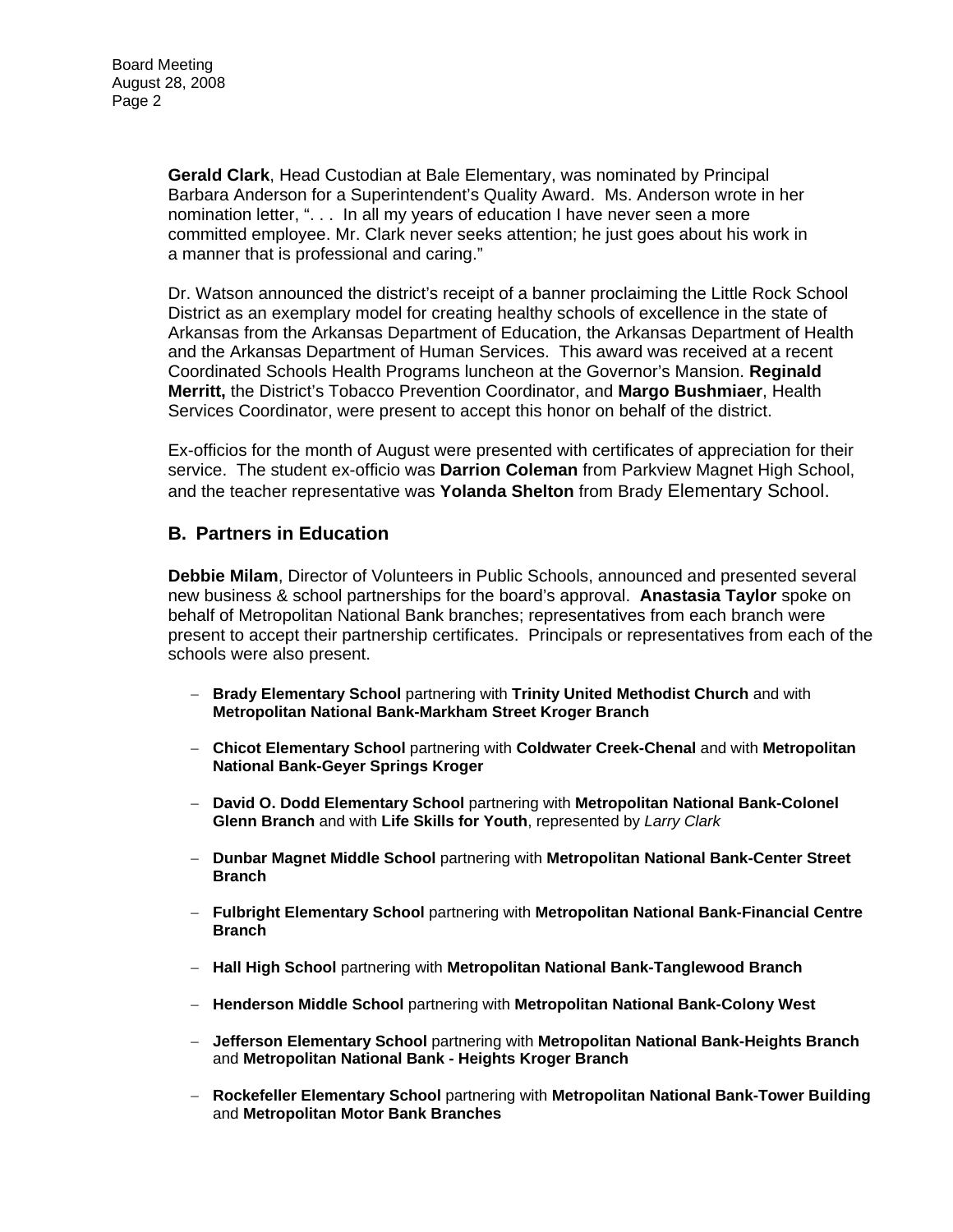**Gerald Clark**, Head Custodian at Bale Elementary, was nominated by Principal Barbara Anderson for a Superintendent's Quality Award. Ms. Anderson wrote in her nomination letter, ". . . In all my years of education I have never seen a more committed employee. Mr. Clark never seeks attention; he just goes about his work in a manner that is professional and caring."

Dr. Watson announced the district's receipt of a banner proclaiming the Little Rock School District as an exemplary model for creating healthy schools of excellence in the state of Arkansas from the Arkansas Department of Education, the Arkansas Department of Health and the Arkansas Department of Human Services. This award was received at a recent Coordinated Schools Health Programs luncheon at the Governor's Mansion. **Reginald Merritt,** the District's Tobacco Prevention Coordinator, and **Margo Bushmiaer**, Health Services Coordinator, were present to accept this honor on behalf of the district.

Ex-officios for the month of August were presented with certificates of appreciation for their service. The student ex-officio was **Darrion Coleman** from Parkview Magnet High School, and the teacher representative was **Yolanda Shelton** from Brady Elementary School.

## B. Partners in Education

**Debbie Milam**, Director of Volunteers in Public Schools, announced and presented several new business & school partnerships for the board's approval. **Anastasia Taylor** spoke on behalf of Metropolitan National Bank branches; representatives from each branch were present to accept their partnership certificates. Principals or representatives from each of the schools were also present.

- **Brady Elementary School** partnering with **Trinity United Methodist Church** and with **Metropolitan National Bank-Markham Street Kroger Branch**
- **Chicot Elementary School** partnering with **Coldwater Creek-Chenal** and with **Metropolitan National Bank-Geyer Springs Kroger**
- **David O. Dodd Elementary School** partnering with **Metropolitan National Bank-Colonel Glenn Branch** and with **Life Skills for Youth**, represented by *Larry Clark*
- **Dunbar Magnet Middle School** partnering with **Metropolitan National Bank-Center Street Branch**
- **Fulbright Elementary School** partnering with **Metropolitan National Bank-Financial Centre Branch**
- **Hall High School** partnering with **Metropolitan National Bank-Tanglewood Branch**
- **Henderson Middle School** partnering with **Metropolitan National Bank-Colony West**
- **Jefferson Elementary School** partnering with **Metropolitan National Bank-Heights Branch** and **Metropolitan National Bank - Heights Kroger Branch**
- **Rockefeller Elementary School** partnering with **Metropolitan National Bank-Tower Building** and **Metropolitan Motor Bank Branches**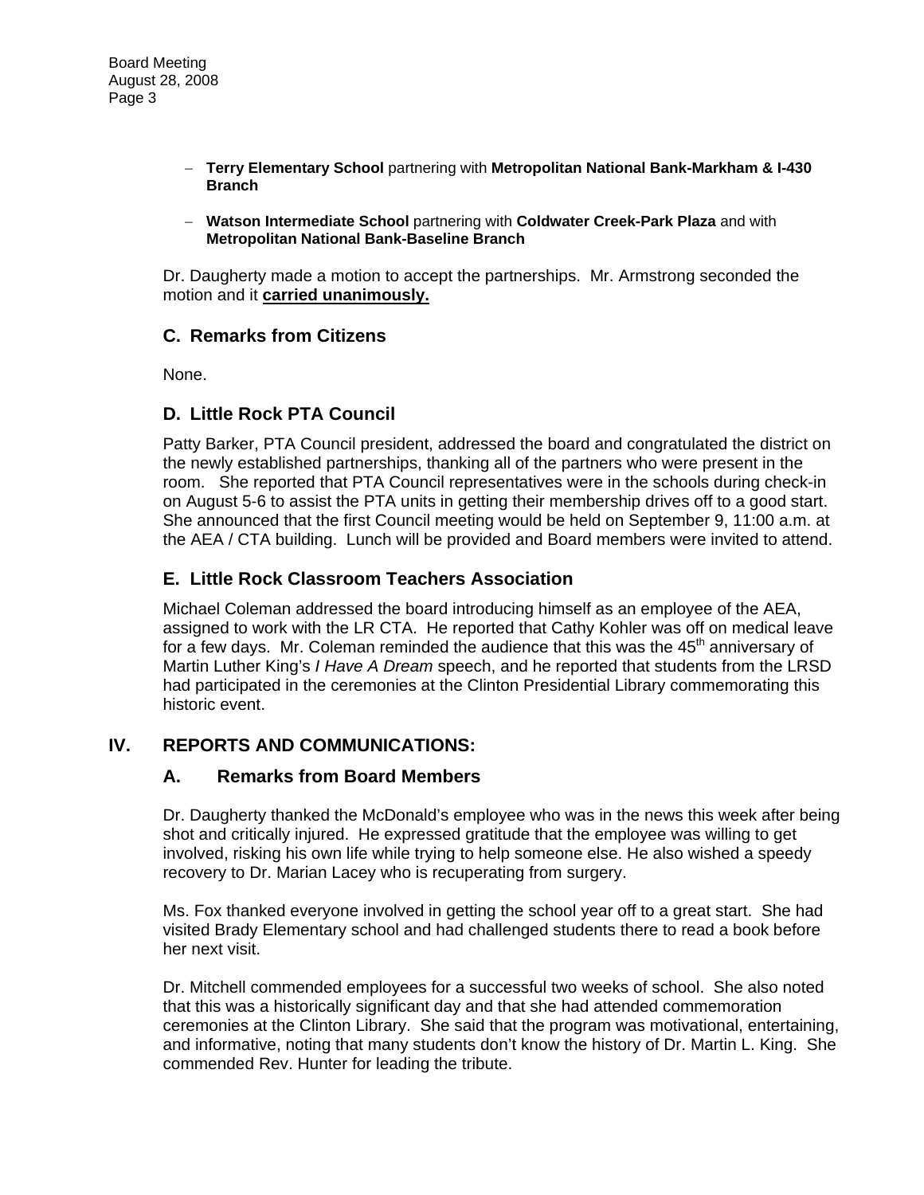- **Terry Elementary School** partnering with **Metropolitan National Bank-Markham & I-430 Branch**

- **Watson Intermediate School** partnering with **Coldwater Creek-Park Plaza** and with **Metropolitan National Bank-Baseline Branch**

Dr. Daugherty made a motion to accept the partnerships. Mr. Armstrong seconded the motion and it **carried unanimously.**

### C. Remarks from Citizens

None.

### D. Little Rock PTA Council

Patty Barker, PTA Council president, addressed the board and congratulated the district on the newly established partnerships, thanking all of the partners who were present in the room. She reported that PTA Council representatives were in the schools during check-in on August 5-6 to assist the PTA units in getting their membership drives off to a good start. She announced that the first Council meeting would be held on September 9, 11:00 a.m. at the AEA / CTA building. Lunch will be provided and Board members were invited to attend.

### E. Little Rock Classroom Teachers Association

Michael Coleman addressed the board introducing himself as an employee of the AEA, assigned to work with the LR CTA. He reported that Cathy Kohler was off on medical leave for a few days. Mr. Coleman reminded the audience that this was the 45th anniversary of Martin Luther King's *I Have A Dream* speech, and he reported that students from the LRSD had participated in the ceremonies at the Clinton Presidential Library commemorating this historic event.

## IV. REPORTS AND COMMUNICATIONS:

### A. Remarks from Board Members

Dr. Daugherty thanked the McDonald's employee who was in the news this week after being shot and critically injured. He expressed gratitude that the employee was willing to get involved, risking his own life while trying to help someone else. He also wished a speedy recovery to Dr. Marian Lacey who is recuperating from surgery.

Ms. Fox thanked everyone involved in getting the school year off to a great start. She had visited Brady Elementary school and had challenged students there to read a book before her next visit.

Dr. Mitchell commended employees for a successful two weeks of school. She also noted that this was a historically significant day and that she had attended commemoration ceremonies at the Clinton Library. She said that the program was motivational, entertaining, and informative, noting that many students don't know the history of Dr. Martin L. King. She commended Rev. Hunter for leading the tribute.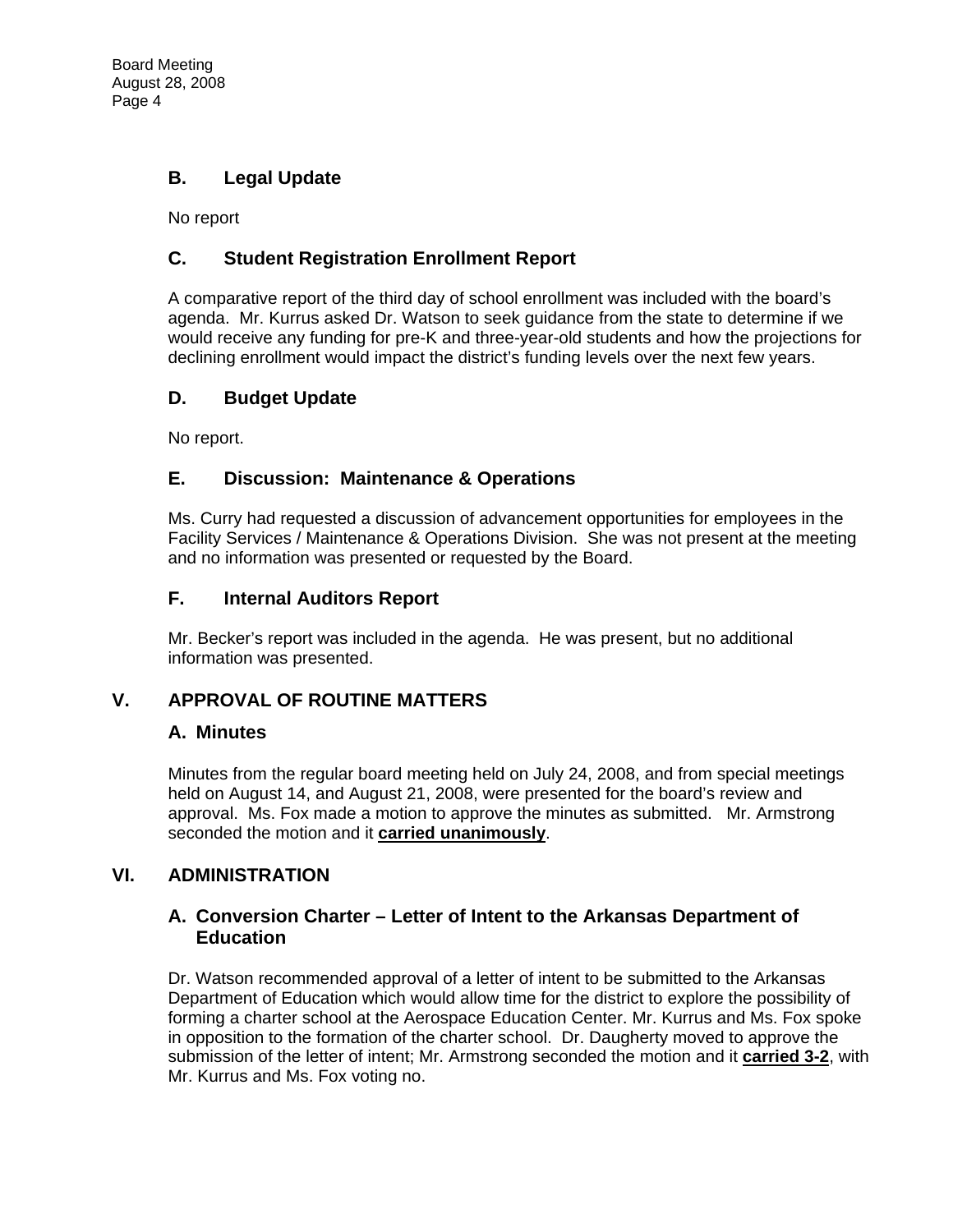### B. Legal Update

No report

### C. Student Registration Enrollment Report

A comparative report of the third day of school enrollment was included with the board's agenda. Mr. Kurrus asked Dr. Watson to seek guidance from the state to determine if we would receive any funding for pre-K and three-year-old students and how the projections for declining enrollment would impact the district's funding levels over the next few years.

### D. Budget Update

No report.

### E. Discussion: Maintenance & Operations

Ms. Curry had requested a discussion of advancement opportunities for employees in the Facility Services / Maintenance & Operations Division. She was not present at the meeting and no information was presented or requested by the Board.

### F. Internal Auditors Report

Mr. Becker's report was included in the agenda. He was present, but no additional information was presented.

## V. APPROVAL OF ROUTINE MATTERS

### A. Minutes

Minutes from the regular board meeting held on July 24, 2008, and from special meetings held on August 14, and August 21, 2008, were presented for the board's review and approval. Ms. Fox made a motion to approve the minutes as submitted. Mr. Armstrong seconded the motion and it **carried unanimously**.

## VI. ADMINISTRATION

### A. Conversion Charter – Letter of Intent to the Arkansas Department of Education

Dr. Watson recommended approval of a letter of intent to be submitted to the Arkansas Department of Education which would allow time for the district to explore the possibility of forming a charter school at the Aerospace Education Center. Mr. Kurrus and Ms. Fox spoke in opposition to the formation of the charter school. Dr. Daugherty moved to approve the submission of the letter of intent; Mr. Armstrong seconded the motion and it **carried 3-2**, with Mr. Kurrus and Ms. Fox voting no.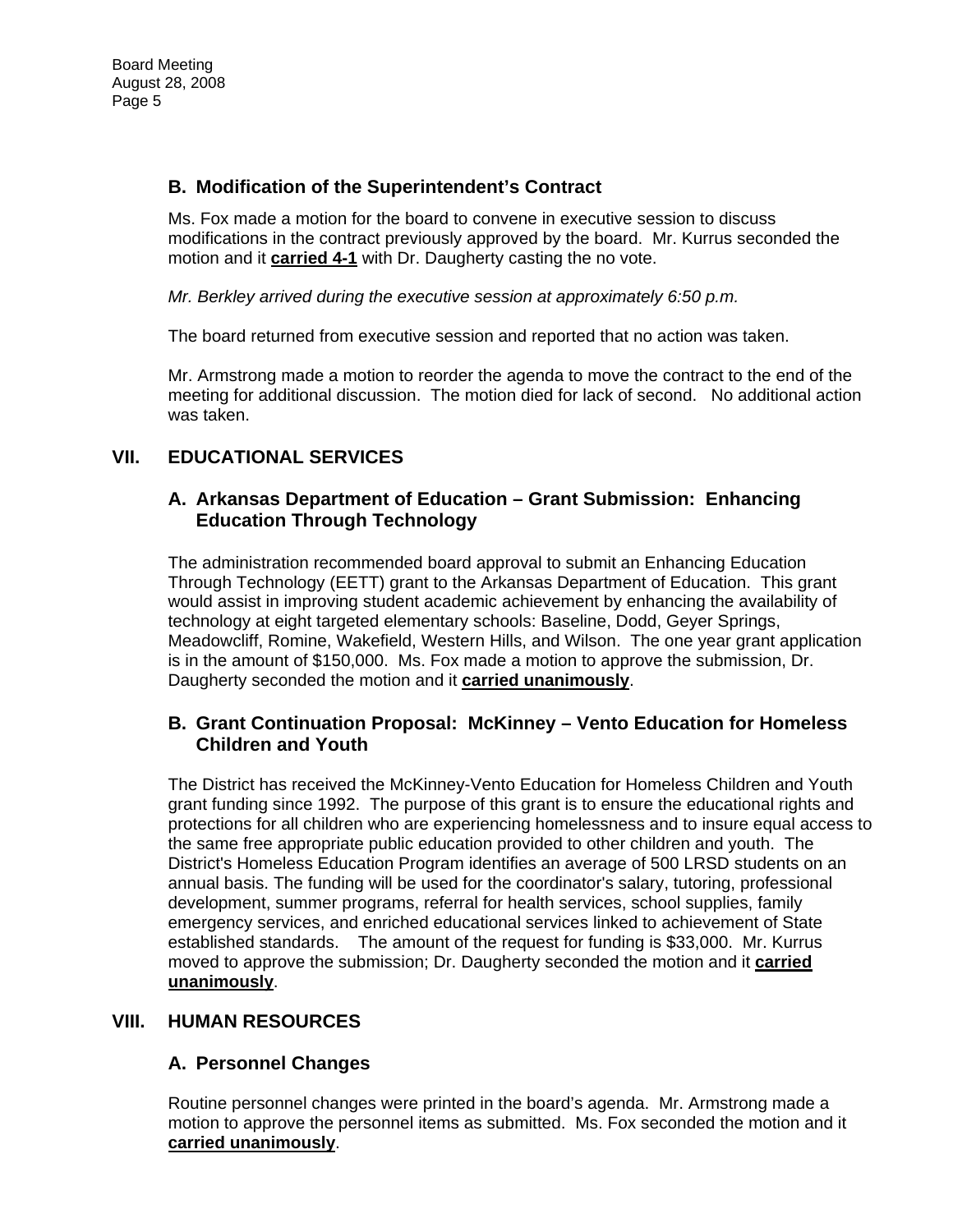### B. Modification of the Superintendent's Contract

Ms. Fox made a motion for the board to convene in executive session to discuss modifications in the contract previously approved by the board. Mr. Kurrus seconded the motion and it **carried 4-1** with Dr. Daugherty casting the no vote.

*Mr. Berkley arrived during the executive session at approximately 6:50 p.m.*

The board returned from executive session and reported that no action was taken.

Mr. Armstrong made a motion to reorder the agenda to move the contract to the end of the meeting for additional discussion. The motion died for lack of second. No additional action was taken.

## VII. EDUCATIONAL SERVICES

### A. Arkansas Department of Education – Grant Submission: Enhancing Education Through Technology

The administration recommended board approval to submit an Enhancing Education Through Technology (EETT) grant to the Arkansas Department of Education. This grant would assist in improving student academic achievement by enhancing the availability of technology at eight targeted elementary schools: Baseline, Dodd, Geyer Springs, Meadowcliff, Romine, Wakefield, Western Hills, and Wilson. The one year grant application is in the amount of $150,000. Ms. Fox made a motion to approve the submission, Dr. Daugherty seconded the motion and it **carried unanimously**.

### B. Grant Continuation Proposal: McKinney – Vento Education for Homeless Children and Youth

The District has received the McKinney-Vento Education for Homeless Children and Youth grant funding since 1992. The purpose of this grant is to ensure the educational rights and protections for all children who are experiencing homelessness and to insure equal access to the same free appropriate public education provided to other children and youth. The District's Homeless Education Program identifies an average of 500 LRSD students on an annual basis. The funding will be used for the coordinator's salary, tutoring, professional development, summer programs, referral for health services, school supplies, family emergency services, and enriched educational services linked to achievement of State established standards. The amount of the request for funding is $33,000. Mr. Kurrus moved to approve the submission; Dr. Daugherty seconded the motion and it **carried unanimously**.

## VIII. HUMAN RESOURCES

### A. Personnel Changes

Routine personnel changes were printed in the board's agenda. Mr. Armstrong made a motion to approve the personnel items as submitted. Ms. Fox seconded the motion and it **carried unanimously**.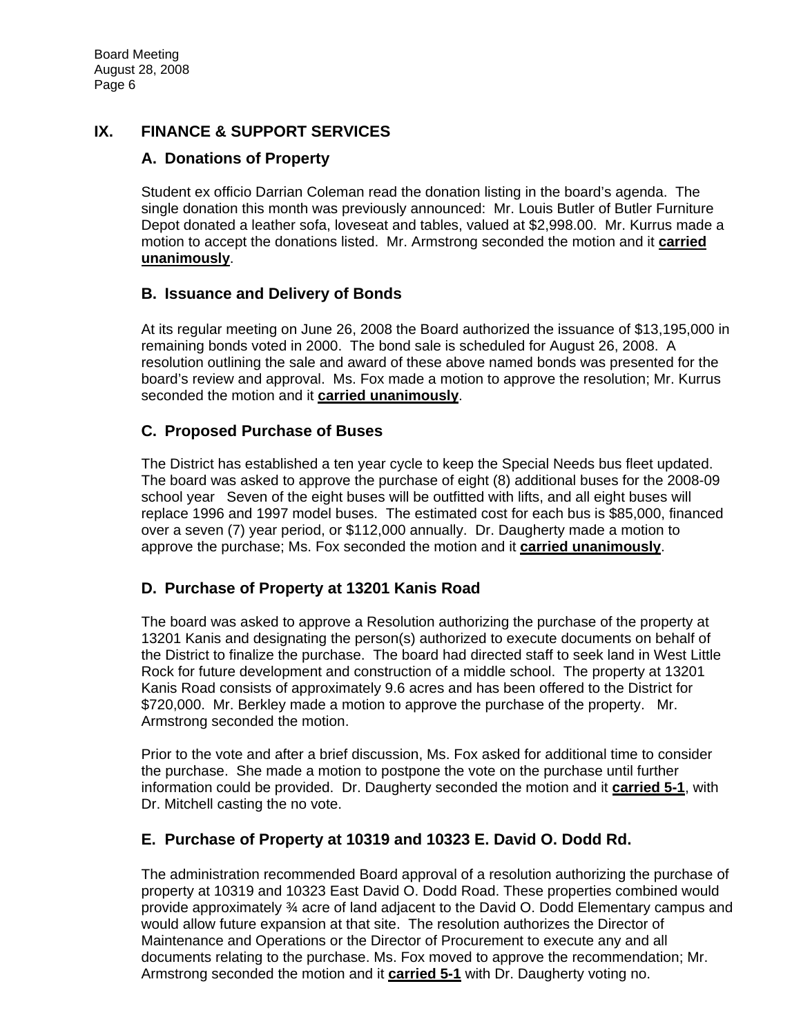## IX. FINANCE & SUPPORT SERVICES

### A. Donations of Property

Student ex officio Darrian Coleman read the donation listing in the board's agenda. The single donation this month was previously announced: Mr. Louis Butler of Butler Furniture Depot donated a leather sofa, loveseat and tables, valued at $2,998.00. Mr. Kurrus made a motion to accept the donations listed. Mr. Armstrong seconded the motion and it **carried unanimously**.

### B. Issuance and Delivery of Bonds

At its regular meeting on June 26, 2008 the Board authorized the issuance of $13,195,000 in remaining bonds voted in 2000. The bond sale is scheduled for August 26, 2008. A resolution outlining the sale and award of these above named bonds was presented for the board's review and approval. Ms. Fox made a motion to approve the resolution; Mr. Kurrus seconded the motion and it **carried unanimously**.

### C. Proposed Purchase of Buses

The District has established a ten year cycle to keep the Special Needs bus fleet updated. The board was asked to approve the purchase of eight (8) additional buses for the 2008-09 school year Seven of the eight buses will be outfitted with lifts, and all eight buses will replace 1996 and 1997 model buses. The estimated cost for each bus is $85,000, financed over a seven (7) year period, or $112,000 annually. Dr. Daugherty made a motion to approve the purchase; Ms. Fox seconded the motion and it **carried unanimously**.

### D. Purchase of Property at 13201 Kanis Road

The board was asked to approve a Resolution authorizing the purchase of the property at 13201 Kanis and designating the person(s) authorized to execute documents on behalf of the District to finalize the purchase. The board had directed staff to seek land in West Little Rock for future development and construction of a middle school. The property at 13201 Kanis Road consists of approximately 9.6 acres and has been offered to the District for $720,000. Mr. Berkley made a motion to approve the purchase of the property. Mr. Armstrong seconded the motion.

Prior to the vote and after a brief discussion, Ms. Fox asked for additional time to consider the purchase. She made a motion to postpone the vote on the purchase until further information could be provided. Dr. Daugherty seconded the motion and it **carried 5-1**, with Dr. Mitchell casting the no vote.

### E. Purchase of Property at 10319 and 10323 E. David O. Dodd Rd.

The administration recommended Board approval of a resolution authorizing the purchase of property at 10319 and 10323 East David O. Dodd Road. These properties combined would provide approximately ¾ acre of land adjacent to the David O. Dodd Elementary campus and would allow future expansion at that site. The resolution authorizes the Director of Maintenance and Operations or the Director of Procurement to execute any and all documents relating to the purchase. Ms. Fox moved to approve the recommendation; Mr. Armstrong seconded the motion and it **carried 5-1** with Dr. Daugherty voting no.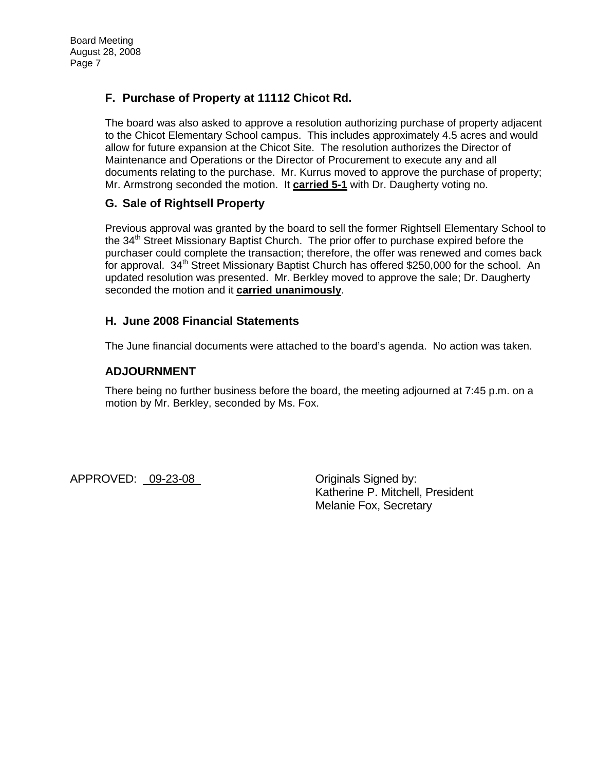### F. Purchase of Property at 11112 Chicot Rd.

The board was also asked to approve a resolution authorizing purchase of property adjacent to the Chicot Elementary School campus. This includes approximately 4.5 acres and would allow for future expansion at the Chicot Site. The resolution authorizes the Director of Maintenance and Operations or the Director of Procurement to execute any and all documents relating to the purchase. Mr. Kurrus moved to approve the purchase of property; Mr. Armstrong seconded the motion. It **carried 5-1** with Dr. Daugherty voting no.

### G. Sale of Rightsell Property

Previous approval was granted by the board to sell the former Rightsell Elementary School to the 34th Street Missionary Baptist Church. The prior offer to purchase expired before the purchaser could complete the transaction; therefore, the offer was renewed and comes back for approval. 34th Street Missionary Baptist Church has offered $250,000 for the school. An updated resolution was presented. Mr. Berkley moved to approve the sale; Dr. Daugherty seconded the motion and it **carried unanimously**.

### H. June 2008 Financial Statements

The June financial documents were attached to the board's agenda. No action was taken.

### ADJOURNMENT

There being no further business before the board, the meeting adjourned at 7:45 p.m. on a motion by Mr. Berkley, seconded by Ms. Fox.

APPROVED: 09-23-08

Originals Signed by:
Katherine P. Mitchell, President
Melanie Fox, Secretary